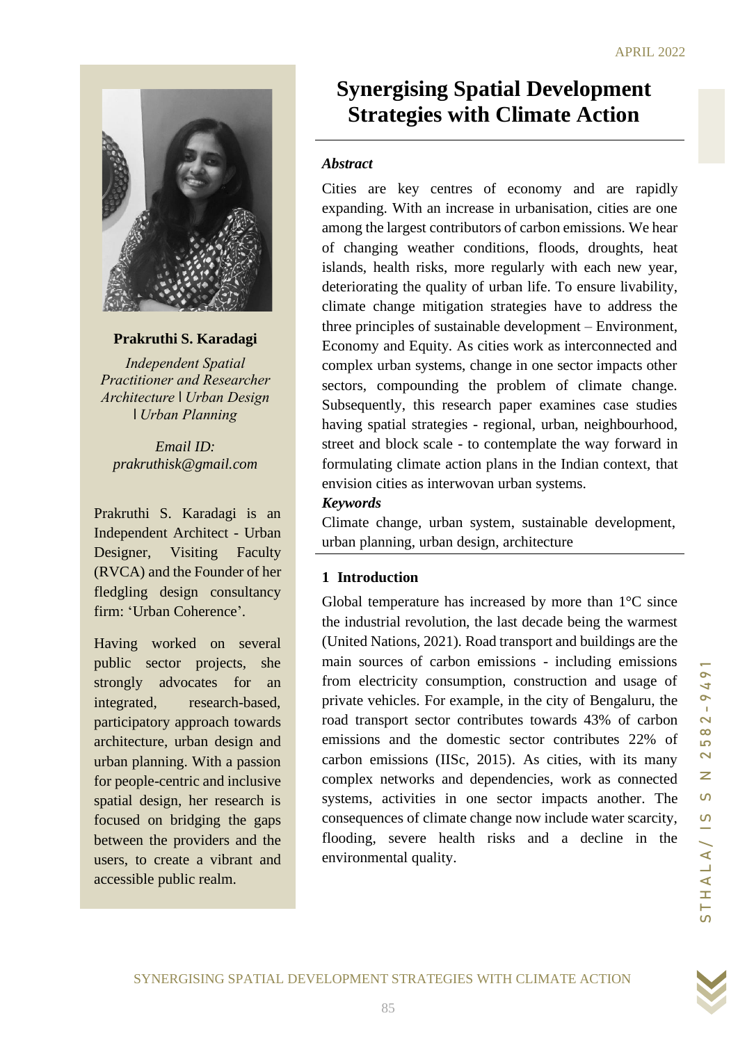# Synergising Spatial Development Strategies with Climate Action

**Prakruthi S. Karadagi**

*Independent Spatial Practitioner and Researcher Architecture | Urban Design | Urban Planning*

*Email ID: prakruthisk@gmail.com*

Prakruthi S. Karadagi is an Independent Architect - Urban Designer, Visiting Faculty (RVCA) and the Founder of her fledgling design consultancy firm: 'Urban Coherence'.

Having worked on several public sector projects, she strongly advocates for an integrated, research-based, participatory approach towards architecture, urban design and urban planning. With a passion for people-centric and inclusive spatial design, her research is focused on bridging the gaps between the providers and the users, to create a vibrant and accessible public realm.

### *Abstract*

Cities are key centres of economy and are rapidly expanding. With an increase in urbanisation, cities are one among the largest contributors of carbon emissions. We hear of changing weather conditions, floods, droughts, heat islands, health risks, more regularly with each new year, deteriorating the quality of urban life. To ensure livability, climate change mitigation strategies have to address the three principles of sustainable development – Environment, Economy and Equity. As cities work as interconnected and complex urban systems, change in one sector impacts other sectors, compounding the problem of climate change. Subsequently, this research paper examines case studies having spatial strategies - regional, urban, neighbourhood, street and block scale - to contemplate the way forward in formulating climate action plans in the Indian context, that envision cities as interwovan urban systems.

### *Keywords*

Climate change, urban system, sustainable development, urban planning, urban design, architecture

## 1 Introduction

Global temperature has increased by more than 1°C since the industrial revolution, the last decade being the warmest (United Nations, 2021). Road transport and buildings are the main sources of carbon emissions - including emissions from electricity consumption, construction and usage of private vehicles. For example, in the city of Bengaluru, the road transport sector contributes towards 43% of carbon emissions and the domestic sector contributes 22% of carbon emissions (IISc, 2015). As cities, with its many complex networks and dependencies, work as connected systems, activities in one sector impacts another. The consequences of climate change now include water scarcity, flooding, severe health risks and a decline in the environmental quality.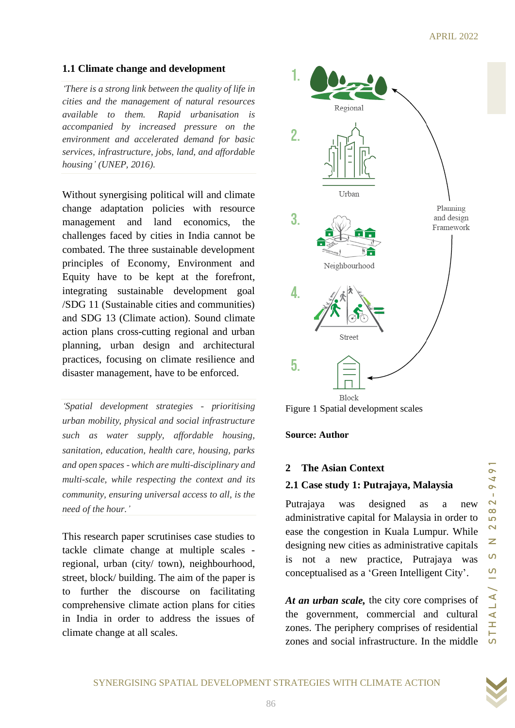### 1.1 Climate change and development

*'There is a strong link between the quality of life in cities and the management of natural resources available to them. Rapid urbanisation is accompanied by increased pressure on the environment and accelerated demand for basic services, infrastructure, jobs, land, and affordable housing' (UNEP, 2016).*

Without synergising political will and climate change adaptation policies with resource management and land economics, the challenges faced by cities in India cannot be combated. The three sustainable development principles of Economy, Environment and Equity have to be kept at the forefront, integrating sustainable development goal /SDG 11 (Sustainable cities and communities) and SDG 13 (Climate action). Sound climate action plans cross-cutting regional and urban planning, urban design and architectural practices, focusing on climate resilience and disaster management, have to be enforced.

*'Spatial development strategies - prioritising urban mobility, physical and social infrastructure such as water supply, affordable housing, sanitation, education, health care, housing, parks and open spaces - which are multi-disciplinary and multi-scale, while respecting the context and its community, ensuring universal access to all, is the need of the hour.'*

This research paper scrutinises case studies to tackle climate change at multiple scales - regional, urban (city/ town), neighbourhood, street, block/ building. The aim of the paper is to further the discourse on facilitating comprehensive climate action plans for cities in India in order to address the issues of climate change at all scales.

1. Regional
2. Urban
3. Neighbourhood
4. Street
5. Block

Planning and design Framework

Figure 1 Spatial development scales

**Source: Author**

## 2 The Asian Context

### 2.1 Case study 1: Putrajaya, Malaysia

Putrajaya was designed as a new administrative capital for Malaysia in order to ease the congestion in Kuala Lumpur. While designing new cities as administrative capitals is not a new practice, Putrajaya was conceptualised as a 'Green Intelligent City'.

***At an urban scale,*** the city core comprises of the government, commercial and cultural zones. The periphery comprises of residential zones and social infrastructure. In the middle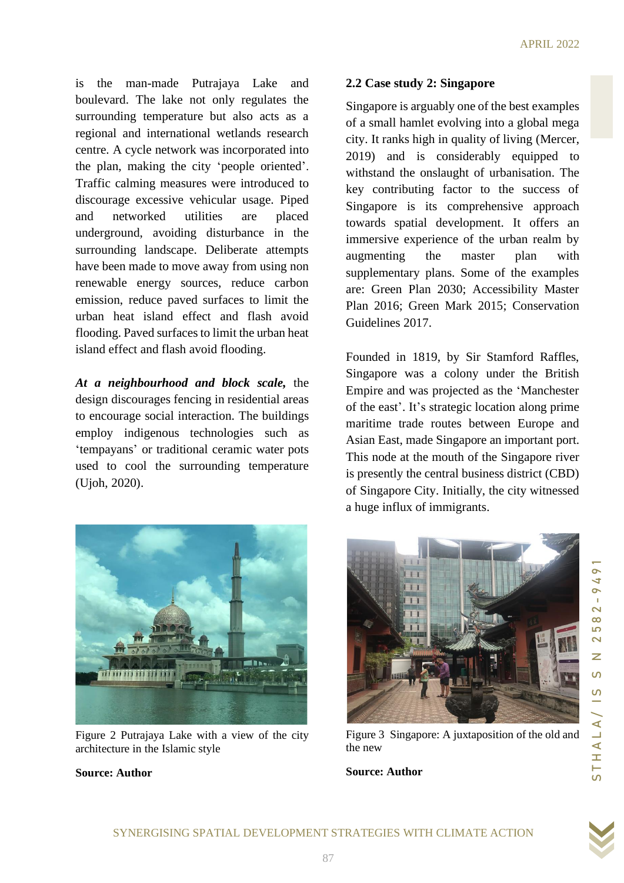is the man-made Putrajaya Lake and boulevard. The lake not only regulates the surrounding temperature but also acts as a regional and international wetlands research centre. A cycle network was incorporated into the plan, making the city 'people oriented'. Traffic calming measures were introduced to discourage excessive vehicular usage. Piped and networked utilities are placed underground, avoiding disturbance in the surrounding landscape. Deliberate attempts have been made to move away from using non renewable energy sources, reduce carbon emission, reduce paved surfaces to limit the urban heat island effect and flash avoid flooding. Paved surfaces to limit the urban heat island effect and flash avoid flooding.

***At a neighbourhood and block scale,*** the design discourages fencing in residential areas to encourage social interaction. The buildings employ indigenous technologies such as 'tempayans' or traditional ceramic water pots used to cool the surrounding temperature (Ujoh, 2020).

Figure 2 Putrajaya Lake with a view of the city architecture in the Islamic style

**Source: Author**

### 2.2 Case study 2: Singapore

Singapore is arguably one of the best examples of a small hamlet evolving into a global mega city. It ranks high in quality of living (Mercer, 2019) and is considerably equipped to withstand the onslaught of urbanisation. The key contributing factor to the success of Singapore is its comprehensive approach towards spatial development. It offers an immersive experience of the urban realm by augmenting the master plan with supplementary plans. Some of the examples are: Green Plan 2030; Accessibility Master Plan 2016; Green Mark 2015; Conservation Guidelines 2017.

Founded in 1819, by Sir Stamford Raffles, Singapore was a colony under the British Empire and was projected as the 'Manchester of the east'. It's strategic location along prime maritime trade routes between Europe and Asian East, made Singapore an important port. This node at the mouth of the Singapore river is presently the central business district (CBD) of Singapore City. Initially, the city witnessed a huge influx of immigrants.

Figure 3 Singapore: A juxtaposition of the old and the new

**Source: Author**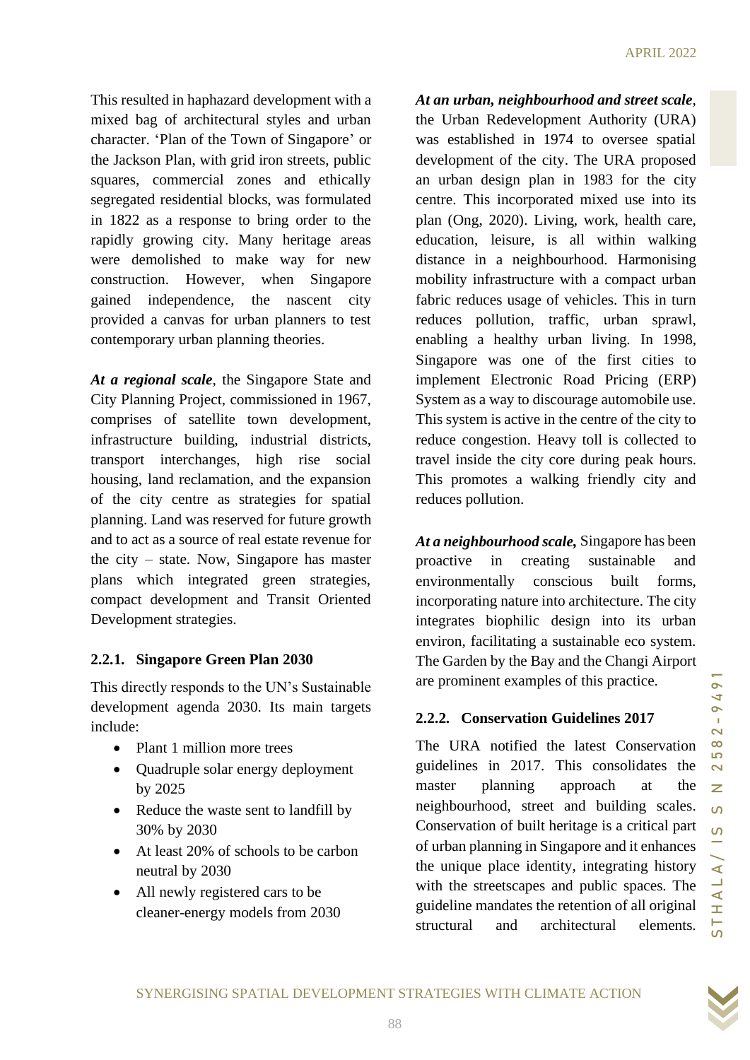This resulted in haphazard development with a mixed bag of architectural styles and urban character. 'Plan of the Town of Singapore' or the Jackson Plan, with grid iron streets, public squares, commercial zones and ethically segregated residential blocks, was formulated in 1822 as a response to bring order to the rapidly growing city. Many heritage areas were demolished to make way for new construction. However, when Singapore gained independence, the nascent city provided a canvas for urban planners to test contemporary urban planning theories.

***At a regional scale***, the Singapore State and City Planning Project, commissioned in 1967, comprises of satellite town development, infrastructure building, industrial districts, transport interchanges, high rise social housing, land reclamation, and the expansion of the city centre as strategies for spatial planning. Land was reserved for future growth and to act as a source of real estate revenue for the city – state. Now, Singapore has master plans which integrated green strategies, compact development and Transit Oriented Development strategies.

### 2.2.1. Singapore Green Plan 2030

This directly responds to the UN's Sustainable development agenda 2030. Its main targets include:

- Plant 1 million more trees
- Quadruple solar energy deployment by 2025
- Reduce the waste sent to landfill by 30% by 2030
- At least 20% of schools to be carbon neutral by 2030
- All newly registered cars to be cleaner-energy models from 2030

***At an urban, neighbourhood and street scale***, the Urban Redevelopment Authority (URA) was established in 1974 to oversee spatial development of the city. The URA proposed an urban design plan in 1983 for the city centre. This incorporated mixed use into its plan (Ong, 2020). Living, work, health care, education, leisure, is all within walking distance in a neighbourhood. Harmonising mobility infrastructure with a compact urban fabric reduces usage of vehicles. This in turn reduces pollution, traffic, urban sprawl, enabling a healthy urban living. In 1998, Singapore was one of the first cities to implement Electronic Road Pricing (ERP) System as a way to discourage automobile use. This system is active in the centre of the city to reduce congestion. Heavy toll is collected to travel inside the city core during peak hours. This promotes a walking friendly city and reduces pollution.

***At a neighbourhood scale,*** Singapore has been proactive in creating sustainable and environmentally conscious built forms, incorporating nature into architecture. The city integrates biophilic design into its urban environ, facilitating a sustainable eco system. The Garden by the Bay and the Changi Airport are prominent examples of this practice.

### 2.2.2. Conservation Guidelines 2017

The URA notified the latest Conservation guidelines in 2017. This consolidates the master planning approach at the neighbourhood, street and building scales. Conservation of built heritage is a critical part of urban planning in Singapore and it enhances the unique place identity, integrating history with the streetscapes and public spaces. The guideline mandates the retention of all original structural and architectural elements.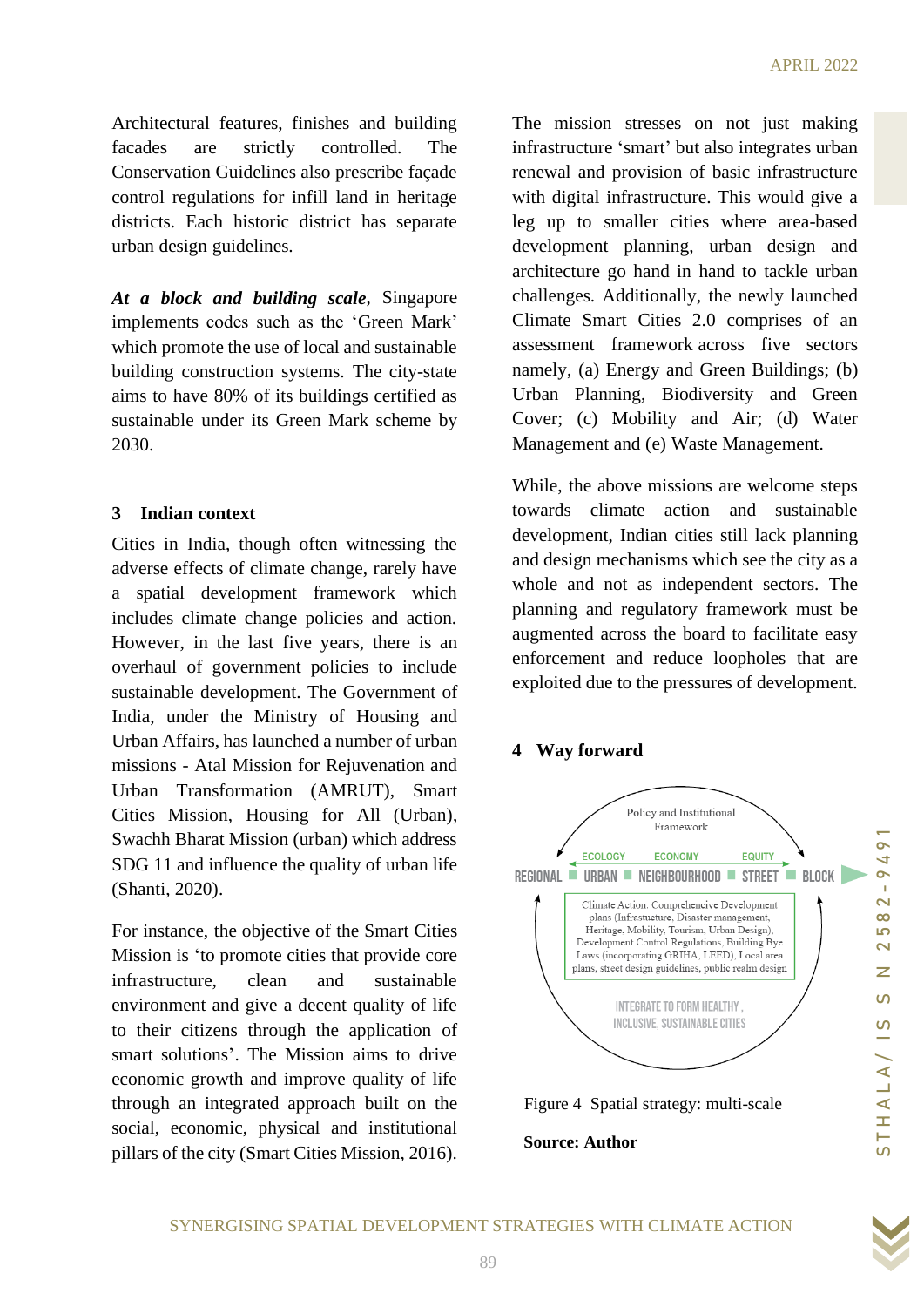Architectural features, finishes and building facades are strictly controlled. The Conservation Guidelines also prescribe façade control regulations for infill land in heritage districts. Each historic district has separate urban design guidelines.

***At a block and building scale***, Singapore implements codes such as the 'Green Mark' which promote the use of local and sustainable building construction systems. The city-state aims to have 80% of its buildings certified as sustainable under its Green Mark scheme by 2030.

## 3 Indian context

Cities in India, though often witnessing the adverse effects of climate change, rarely have a spatial development framework which includes climate change policies and action. However, in the last five years, there is an overhaul of government policies to include sustainable development. The Government of India, under the Ministry of Housing and Urban Affairs, has launched a number of urban missions - Atal Mission for Rejuvenation and Urban Transformation (AMRUT), Smart Cities Mission, Housing for All (Urban), Swachh Bharat Mission (urban) which address SDG 11 and influence the quality of urban life (Shanti, 2020).

For instance, the objective of the Smart Cities Mission is 'to promote cities that provide core infrastructure, clean and sustainable environment and give a decent quality of life to their citizens through the application of smart solutions'. The Mission aims to drive economic growth and improve quality of life through an integrated approach built on the social, economic, physical and institutional pillars of the city (Smart Cities Mission, 2016).

The mission stresses on not just making infrastructure 'smart' but also integrates urban renewal and provision of basic infrastructure with digital infrastructure. This would give a leg up to smaller cities where area-based development planning, urban design and architecture go hand in hand to tackle urban challenges. Additionally, the newly launched Climate Smart Cities 2.0 comprises of an assessment framework across five sectors namely, (a) Energy and Green Buildings; (b) Urban Planning, Biodiversity and Green Cover; (c) Mobility and Air; (d) Water Management and (e) Waste Management.

While, the above missions are welcome steps towards climate action and sustainable development, Indian cities still lack planning and design mechanisms which see the city as a whole and not as independent sectors. The planning and regulatory framework must be augmented across the board to facilitate easy enforcement and reduce loopholes that are exploited due to the pressures of development.

## 4 Way forward

Policy and Institutional Framework

ECOLOGY ECONOMY EQUITY

REGIONAL ■ URBAN ■ NEIGHBOURHOOD ■ STREET ■ BLOCK

Climate Action: Comprehencive Development plans (Infrastructure, Disaster management, Heritage, Mobility, Tourism, Urban Design), Development Control Regulations, Building Bye Laws (incorporating GRIHA, LEED), Local area plans, street design guidelines, public realm design

INTEGRATE TO FORM HEALTHY, INCLUSIVE, SUSTAINABLE CITIES

Figure 4 Spatial strategy: multi-scale

**Source: Author**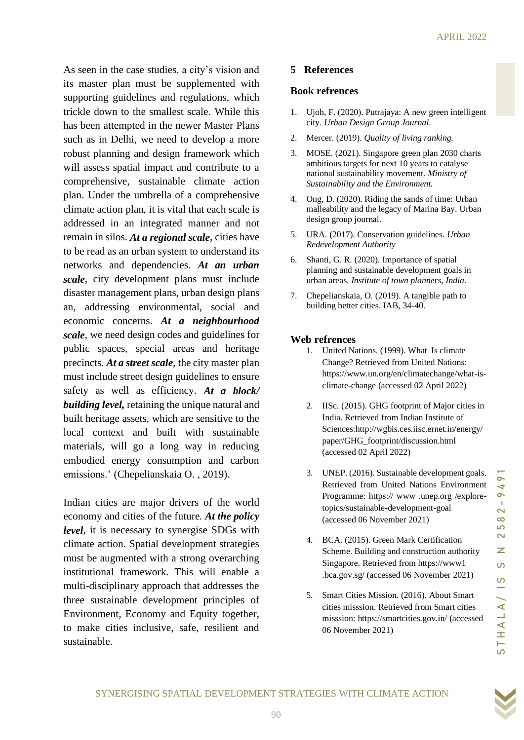As seen in the case studies, a city's vision and its master plan must be supplemented with supporting guidelines and regulations, which trickle down to the smallest scale. While this has been attempted in the newer Master Plans such as in Delhi, we need to develop a more robust planning and design framework which will assess spatial impact and contribute to a comprehensive, sustainable climate action plan. Under the umbrella of a comprehensive climate action plan, it is vital that each scale is addressed in an integrated manner and not remain in silos. ***At a regional scale***, cities have to be read as an urban system to understand its networks and dependencies. ***At an urban scale***, city development plans must include disaster management plans, urban design plans an, addressing environmental, social and economic concerns. ***At a neighbourhood scale***, we need design codes and guidelines for public spaces, special areas and heritage precincts. ***At a street scale***, the city master plan must include street design guidelines to ensure safety as well as efficiency. ***At a block/ building level,*** retaining the unique natural and built heritage assets, which are sensitive to the local context and built with sustainable materials, will go a long way in reducing embodied energy consumption and carbon emissions.' (Chepelianskaia O. , 2019).

Indian cities are major drivers of the world economy and cities of the future. ***At the policy level***, it is necessary to synergise SDGs with climate action. Spatial development strategies must be augmented with a strong overarching institutional framework. This will enable a multi-disciplinary approach that addresses the three sustainable development principles of Environment, Economy and Equity together, to make cities inclusive, safe, resilient and sustainable.

## 5 References

### Book refrences

1. Ujoh, F. (2020). Putrajaya: A new green intelligent city. *Urban Design Group Journal*.
2. Mercer. (2019). *Quality of living ranking.*
3. MOSE. (2021). Singapore green plan 2030 charts ambitious targets for next 10 years to catalyse national sustainability movement. *Ministry of Sustainability and the Environment.*
4. Ong, D. (2020). Riding the sands of time: Urban malleability and the legacy of Marina Bay. Urban design group journal.
5. URA. (2017). Conservation guidelines. *Urban Redevelopment Authority*
6. Shanti, G. R. (2020). Importance of spatial planning and sustainable development goals in urban areas. *Institute of town planners, India*.
7. Chepelianskaia, O. (2019). A tangible path to building better cities. IAB, 34-40.

### Web refrences

1. United Nations. (1999). What Is climate Change? Retrieved from United Nations: https://www.un.org/en/climatechange/what-is-climate-change (accessed 02 April 2022)
2. IISc. (2015). GHG footprint of Major cities in India. Retrieved from Indian Institute of Sciences:http://wgbis.ces.iisc.ernet.in/energy/paper/GHG_footprint/discussion.html (accessed 02 April 2022)
3. UNEP. (2016). Sustainable development goals. Retrieved from United Nations Environment Programme: https:// www .unep.org /explore-topics/sustainable-development-goal (accessed 06 November 2021)
4. BCA. (2015). Green Mark Certification Scheme. Building and construction authority Singapore. Retrieved from https://www1 .bca.gov.sg/ (accessed 06 November 2021)
5. Smart Cities Mission. (2016). About Smart cities misssion. Retrieved from Smart cities misssion: https://smartcities.gov.in/ (accessed 06 November 2021)